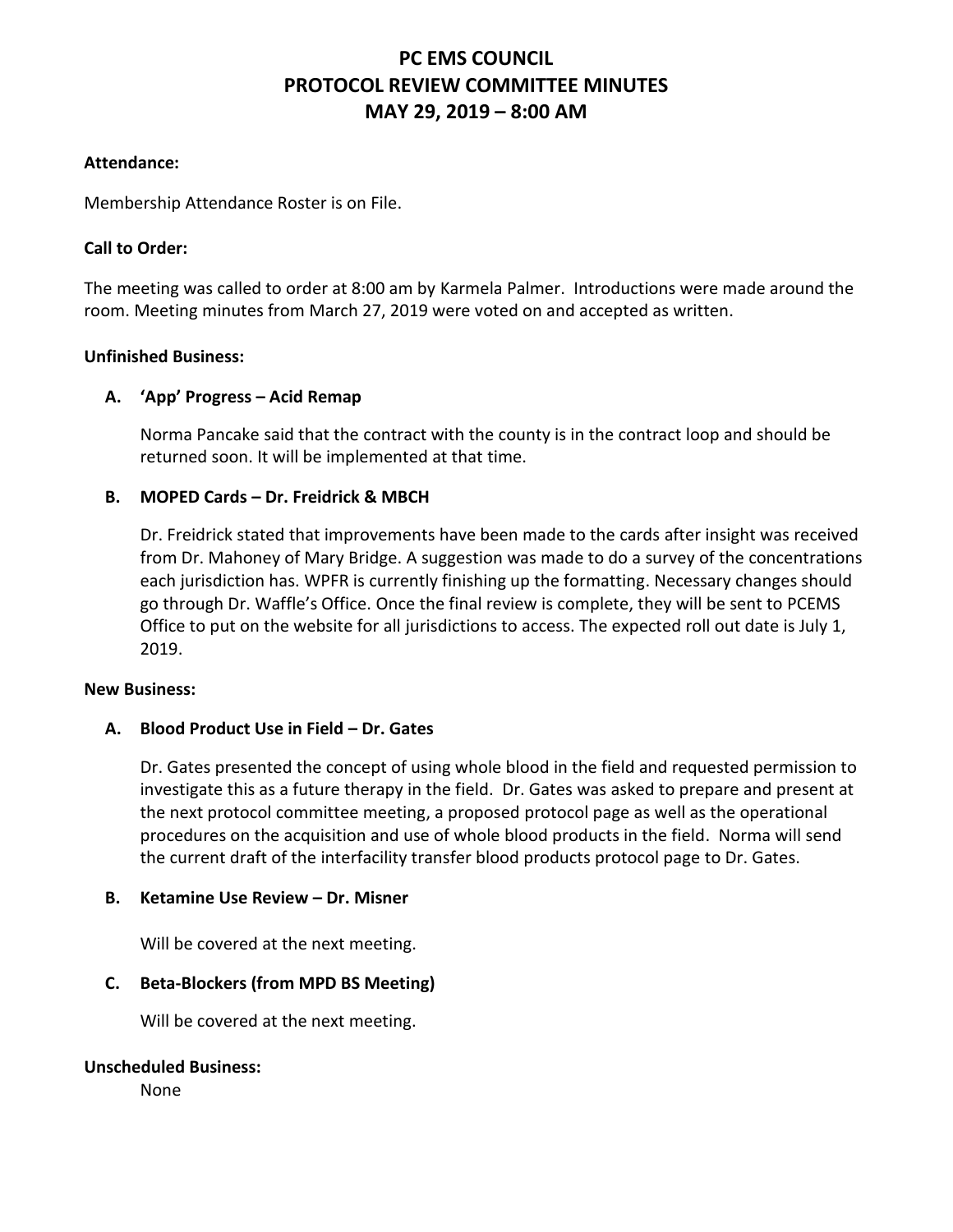# PC EMS COUNCIL
# PROTOCOL REVIEW COMMITTEE MINUTES
# MAY 29, 2019 – 8:00 AM

**Attendance:**

Membership Attendance Roster is on File.

**Call to Order:**

The meeting was called to order at 8:00 am by Karmela Palmer. Introductions were made around the room. Meeting minutes from March 27, 2019 were voted on and accepted as written.

**Unfinished Business:**

**A. 'App' Progress – Acid Remap**

Norma Pancake said that the contract with the county is in the contract loop and should be returned soon. It will be implemented at that time.

**B. MOPED Cards – Dr. Freidrick & MBCH**

Dr. Freidrick stated that improvements have been made to the cards after insight was received from Dr. Mahoney of Mary Bridge. A suggestion was made to do a survey of the concentrations each jurisdiction has. WPFR is currently finishing up the formatting. Necessary changes should go through Dr. Waffle's Office. Once the final review is complete, they will be sent to PCEMS Office to put on the website for all jurisdictions to access. The expected roll out date is July 1, 2019.

**New Business:**

**A. Blood Product Use in Field – Dr. Gates**

Dr. Gates presented the concept of using whole blood in the field and requested permission to investigate this as a future therapy in the field. Dr. Gates was asked to prepare and present at the next protocol committee meeting, a proposed protocol page as well as the operational procedures on the acquisition and use of whole blood products in the field. Norma will send the current draft of the interfacility transfer blood products protocol page to Dr. Gates.

**B. Ketamine Use Review – Dr. Misner**

Will be covered at the next meeting.

**C. Beta-Blockers (from MPD BS Meeting)**

Will be covered at the next meeting.

**Unscheduled Business:**

None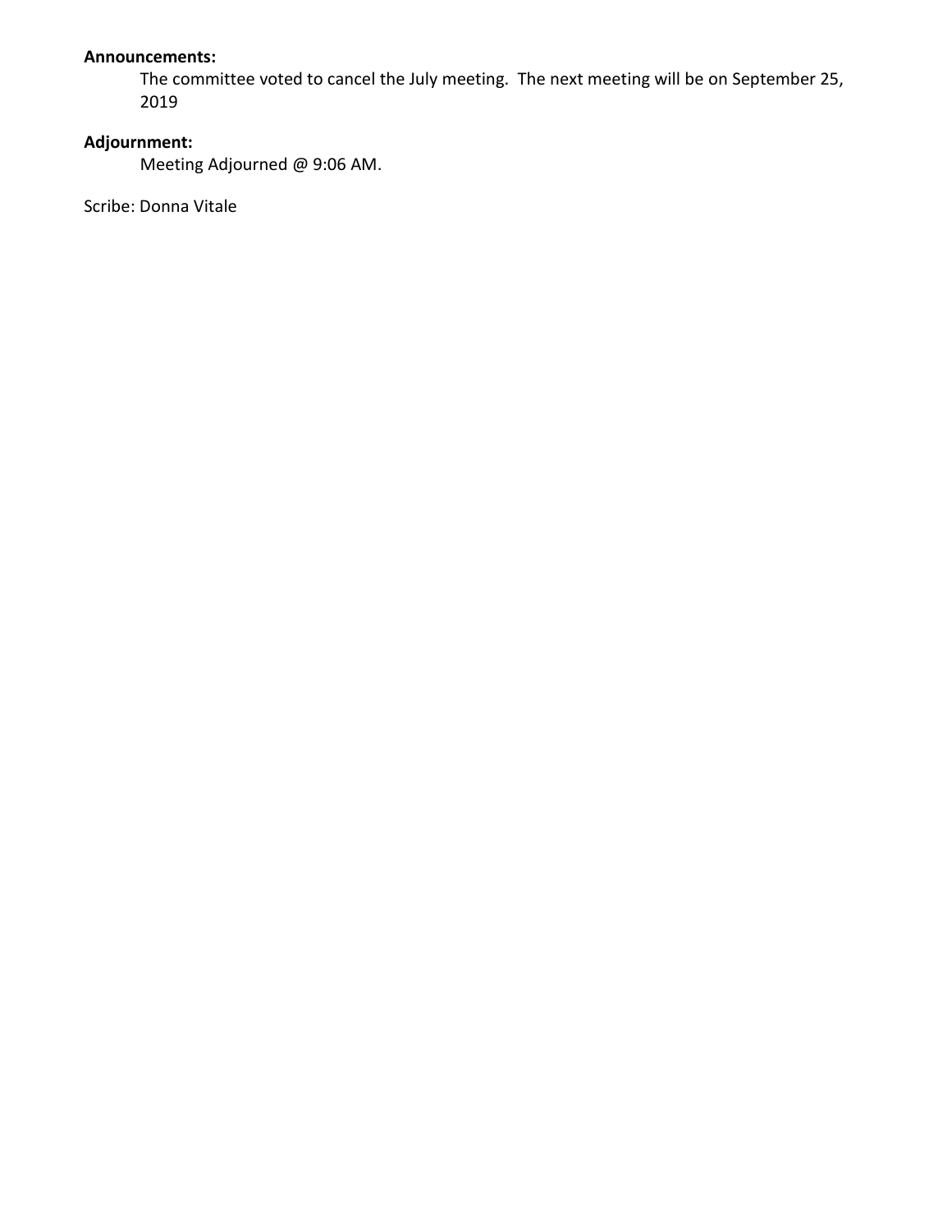**Announcements:**

The committee voted to cancel the July meeting. The next meeting will be on September 25, 2019

**Adjournment:**

Meeting Adjourned @ 9:06 AM.

Scribe: Donna Vitale